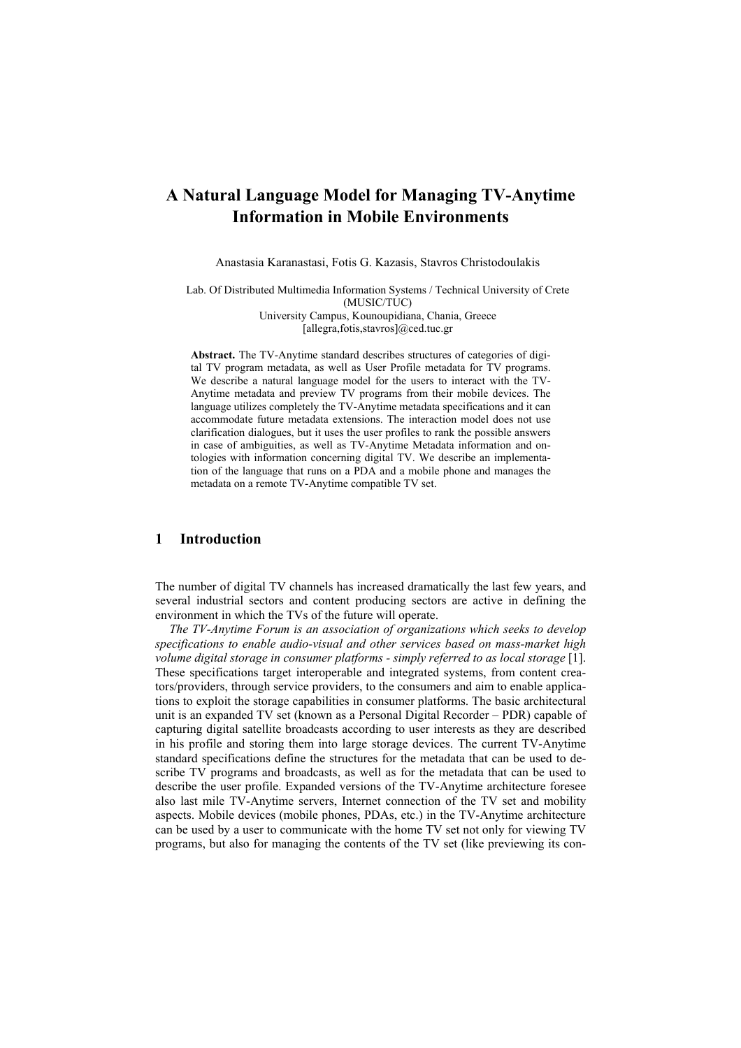# A Natural Language Model for Managing TV-Anytime Information in Mobile Environments

Anastasia Karanastasi, Fotis G. Kazasis, Stavros Christodoulakis

Lab. Of Distributed Multimedia Information Systems / Technical University of Crete (MUSIC/TUC)
University Campus, Kounoupidiana, Chania, Greece
[allegra,fotis,stavros]@ced.tuc.gr

**Abstract.** The TV-Anytime standard describes structures of categories of digital TV program metadata, as well as User Profile metadata for TV programs. We describe a natural language model for the users to interact with the TV-Anytime metadata and preview TV programs from their mobile devices. The language utilizes completely the TV-Anytime metadata specifications and it can accommodate future metadata extensions. The interaction model does not use clarification dialogues, but it uses the user profiles to rank the possible answers in case of ambiguities, as well as TV-Anytime Metadata information and ontologies with information concerning digital TV. We describe an implementation of the language that runs on a PDA and a mobile phone and manages the metadata on a remote TV-Anytime compatible TV set.

## 1 Introduction

The number of digital TV channels has increased dramatically the last few years, and several industrial sectors and content producing sectors are active in defining the environment in which the TVs of the future will operate.

*The TV-Anytime Forum is an association of organizations which seeks to develop specifications to enable audio-visual and other services based on mass-market high volume digital storage in consumer platforms - simply referred to as local storage* [1]. These specifications target interoperable and integrated systems, from content creators/providers, through service providers, to the consumers and aim to enable applications to exploit the storage capabilities in consumer platforms. The basic architectural unit is an expanded TV set (known as a Personal Digital Recorder – PDR) capable of capturing digital satellite broadcasts according to user interests as they are described in his profile and storing them into large storage devices. The current TV-Anytime standard specifications define the structures for the metadata that can be used to describe TV programs and broadcasts, as well as for the metadata that can be used to describe the user profile. Expanded versions of the TV-Anytime architecture foresee also last mile TV-Anytime servers, Internet connection of the TV set and mobility aspects. Mobile devices (mobile phones, PDAs, etc.) in the TV-Anytime architecture can be used by a user to communicate with the home TV set not only for viewing TV programs, but also for managing the contents of the TV set (like previewing its con-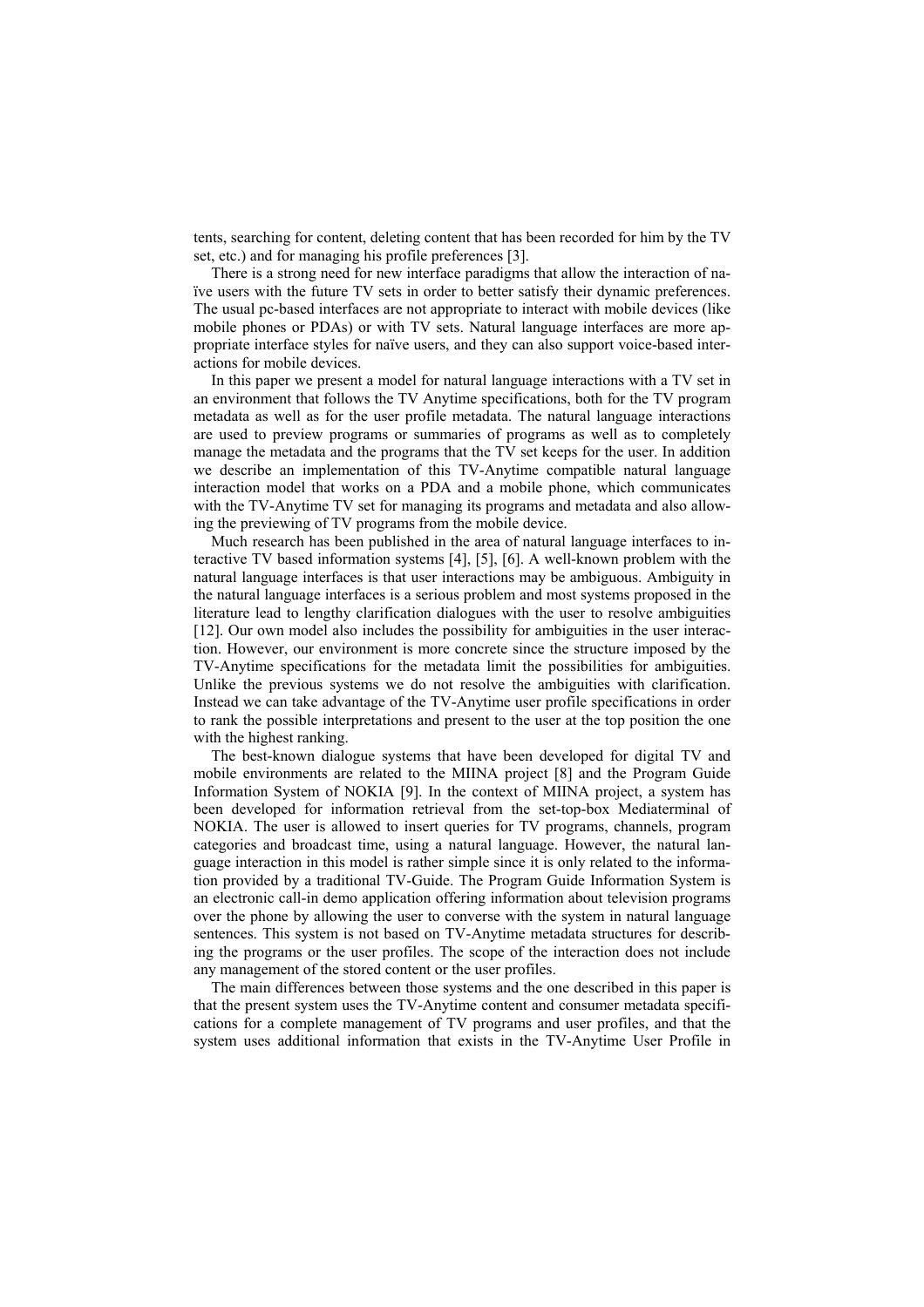tents, searching for content, deleting content that has been recorded for him by the TV set, etc.) and for managing his profile preferences [3].

There is a strong need for new interface paradigms that allow the interaction of naïve users with the future TV sets in order to better satisfy their dynamic preferences. The usual pc-based interfaces are not appropriate to interact with mobile devices (like mobile phones or PDAs) or with TV sets. Natural language interfaces are more appropriate interface styles for naïve users, and they can also support voice-based interactions for mobile devices.

In this paper we present a model for natural language interactions with a TV set in an environment that follows the TV Anytime specifications, both for the TV program metadata as well as for the user profile metadata. The natural language interactions are used to preview programs or summaries of programs as well as to completely manage the metadata and the programs that the TV set keeps for the user. In addition we describe an implementation of this TV-Anytime compatible natural language interaction model that works on a PDA and a mobile phone, which communicates with the TV-Anytime TV set for managing its programs and metadata and also allowing the previewing of TV programs from the mobile device.

Much research has been published in the area of natural language interfaces to interactive TV based information systems [4], [5], [6]. A well-known problem with the natural language interfaces is that user interactions may be ambiguous. Ambiguity in the natural language interfaces is a serious problem and most systems proposed in the literature lead to lengthy clarification dialogues with the user to resolve ambiguities [12]. Our own model also includes the possibility for ambiguities in the user interaction. However, our environment is more concrete since the structure imposed by the TV-Anytime specifications for the metadata limit the possibilities for ambiguities. Unlike the previous systems we do not resolve the ambiguities with clarification. Instead we can take advantage of the TV-Anytime user profile specifications in order to rank the possible interpretations and present to the user at the top position the one with the highest ranking.

The best-known dialogue systems that have been developed for digital TV and mobile environments are related to the MIINA project [8] and the Program Guide Information System of NOKIA [9]. In the context of MIINA project, a system has been developed for information retrieval from the set-top-box Mediaterminal of NOKIA. The user is allowed to insert queries for TV programs, channels, program categories and broadcast time, using a natural language. However, the natural language interaction in this model is rather simple since it is only related to the information provided by a traditional TV-Guide. The Program Guide Information System is an electronic call-in demo application offering information about television programs over the phone by allowing the user to converse with the system in natural language sentences. This system is not based on TV-Anytime metadata structures for describing the programs or the user profiles. The scope of the interaction does not include any management of the stored content or the user profiles.

The main differences between those systems and the one described in this paper is that the present system uses the TV-Anytime content and consumer metadata specifications for a complete management of TV programs and user profiles, and that the system uses additional information that exists in the TV-Anytime User Profile in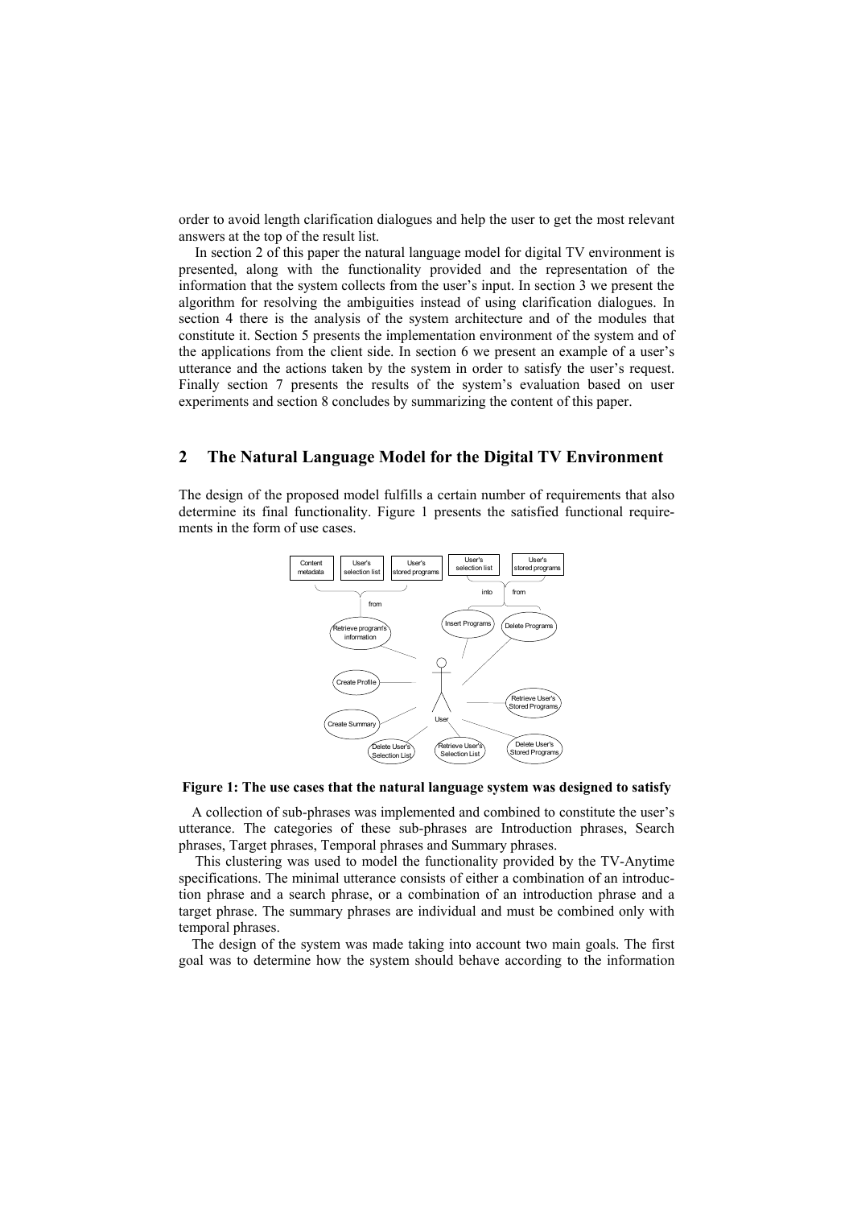order to avoid length clarification dialogues and help the user to get the most relevant answers at the top of the result list.

In section 2 of this paper the natural language model for digital TV environment is presented, along with the functionality provided and the representation of the information that the system collects from the user's input. In section 3 we present the algorithm for resolving the ambiguities instead of using clarification dialogues. In section 4 there is the analysis of the system architecture and of the modules that constitute it. Section 5 presents the implementation environment of the system and of the applications from the client side. In section 6 we present an example of a user's utterance and the actions taken by the system in order to satisfy the user's request. Finally section 7 presents the results of the system's evaluation based on user experiments and section 8 concludes by summarizing the content of this paper.

## 2 The Natural Language Model for the Digital TV Environment

The design of the proposed model fulfills a certain number of requirements that also determine its final functionality. Figure 1 presents the satisfied functional requirements in the form of use cases.

**Figure 1: The use cases that the natural language system was designed to satisfy**

A collection of sub-phrases was implemented and combined to constitute the user's utterance. The categories of these sub-phrases are Introduction phrases, Search phrases, Target phrases, Temporal phrases and Summary phrases.

This clustering was used to model the functionality provided by the TV-Anytime specifications. The minimal utterance consists of either a combination of an introduction phrase and a search phrase, or a combination of an introduction phrase and a target phrase. The summary phrases are individual and must be combined only with temporal phrases.

The design of the system was made taking into account two main goals. The first goal was to determine how the system should behave according to the information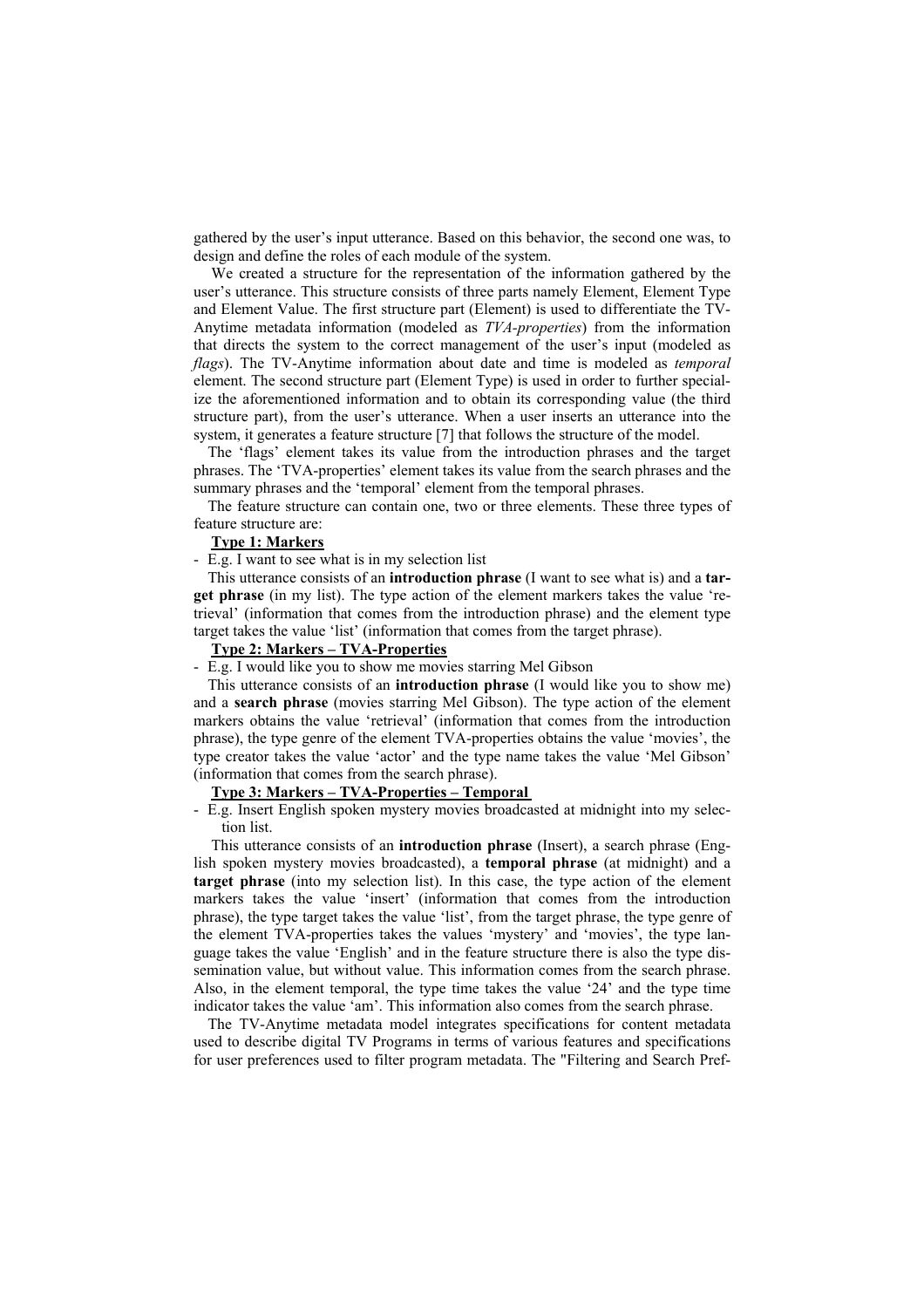gathered by the user's input utterance. Based on this behavior, the second one was, to design and define the roles of each module of the system.

We created a structure for the representation of the information gathered by the user's utterance. This structure consists of three parts namely Element, Element Type and Element Value. The first structure part (Element) is used to differentiate the TV-Anytime metadata information (modeled as *TVA-properties*) from the information that directs the system to the correct management of the user's input (modeled as *flags*). The TV-Anytime information about date and time is modeled as *temporal* element. The second structure part (Element Type) is used in order to further specialize the aforementioned information and to obtain its corresponding value (the third structure part), from the user's utterance. When a user inserts an utterance into the system, it generates a feature structure [7] that follows the structure of the model.

The 'flags' element takes its value from the introduction phrases and the target phrases. The 'TVA-properties' element takes its value from the search phrases and the summary phrases and the 'temporal' element from the temporal phrases.

The feature structure can contain one, two or three elements. These three types of feature structure are:

**Type 1: Markers**

- E.g. I want to see what is in my selection list

This utterance consists of an **introduction phrase** (I want to see what is) and a **target phrase** (in my list). The type action of the element markers takes the value 'retrieval' (information that comes from the introduction phrase) and the element type target takes the value 'list' (information that comes from the target phrase).

**Type 2: Markers – TVA-Properties**

- E.g. I would like you to show me movies starring Mel Gibson

This utterance consists of an **introduction phrase** (I would like you to show me) and a **search phrase** (movies starring Mel Gibson). The type action of the element markers obtains the value 'retrieval' (information that comes from the introduction phrase), the type genre of the element TVA-properties obtains the value 'movies', the type creator takes the value 'actor' and the type name takes the value 'Mel Gibson' (information that comes from the search phrase).

**Type 3: Markers – TVA-Properties – Temporal**

- E.g. Insert English spoken mystery movies broadcasted at midnight into my selection list.

This utterance consists of an **introduction phrase** (Insert), a search phrase (English spoken mystery movies broadcasted), a **temporal phrase** (at midnight) and a **target phrase** (into my selection list). In this case, the type action of the element markers takes the value 'insert' (information that comes from the introduction phrase), the type target takes the value 'list', from the target phrase, the type genre of the element TVA-properties takes the values 'mystery' and 'movies', the type language takes the value 'English' and in the feature structure there is also the type dissemination value, but without value. This information comes from the search phrase. Also, in the element temporal, the type time takes the value '24' and the type time indicator takes the value 'am'. This information also comes from the search phrase.

The TV-Anytime metadata model integrates specifications for content metadata used to describe digital TV Programs in terms of various features and specifications for user preferences used to filter program metadata. The "Filtering and Search Pref-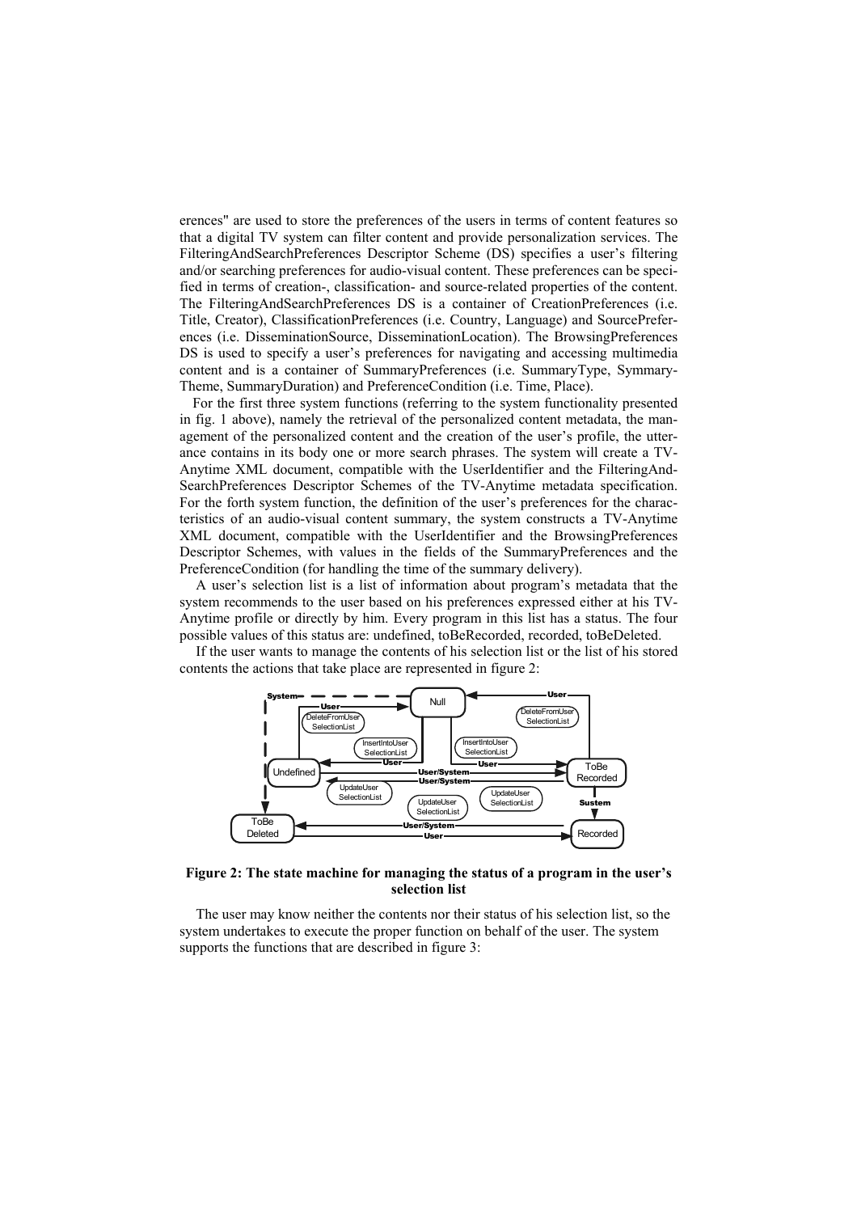erences" are used to store the preferences of the users in terms of content features so that a digital TV system can filter content and provide personalization services. The FilteringAndSearchPreferences Descriptor Scheme (DS) specifies a user's filtering and/or searching preferences for audio-visual content. These preferences can be specified in terms of creation-, classification- and source-related properties of the content. The FilteringAndSearchPreferences DS is a container of CreationPreferences (i.e. Title, Creator), ClassificationPreferences (i.e. Country, Language) and SourcePreferences (i.e. DisseminationSource, DisseminationLocation). The BrowsingPreferences DS is used to specify a user's preferences for navigating and accessing multimedia content and is a container of SummaryPreferences (i.e. SummaryType, SymmaryTheme, SummaryDuration) and PreferenceCondition (i.e. Time, Place).

For the first three system functions (referring to the system functionality presented in fig. 1 above), namely the retrieval of the personalized content metadata, the management of the personalized content and the creation of the user's profile, the utterance contains in its body one or more search phrases. The system will create a TV-Anytime XML document, compatible with the UserIdentifier and the FilteringAndSearchPreferences Descriptor Schemes of the TV-Anytime metadata specification. For the forth system function, the definition of the user's preferences for the characteristics of an audio-visual content summary, the system constructs a TV-Anytime XML document, compatible with the UserIdentifier and the BrowsingPreferences Descriptor Schemes, with values in the fields of the SummaryPreferences and the PreferenceCondition (for handling the time of the summary delivery).

A user's selection list is a list of information about program's metadata that the system recommends to the user based on his preferences expressed either at his TV-Anytime profile or directly by him. Every program in this list has a status. The four possible values of this status are: undefined, toBeRecorded, recorded, toBeDeleted.

If the user wants to manage the contents of his selection list or the list of his stored contents the actions that take place are represented in figure 2:

**Figure 2: The state machine for managing the status of a program in the user's selection list**

The user may know neither the contents nor their status of his selection list, so the system undertakes to execute the proper function on behalf of the user. The system supports the functions that are described in figure 3: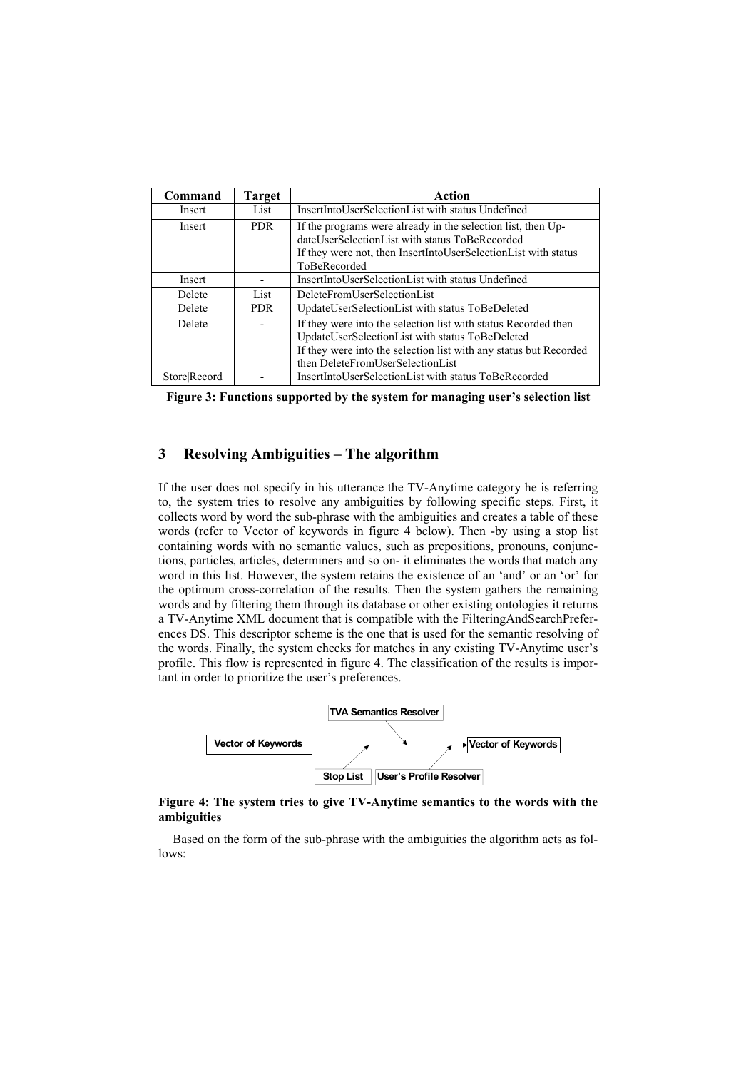| Command | Target | Action |
|---|---|---|
| Insert | List | InsertIntoUserSelectionList with status Undefined |
| Insert | PDR | If the programs were already in the selection list, then UpdateUserSelectionList with status ToBeRecorded<br>If they were not, then InsertIntoUserSelectionList with status ToBeRecorded |
| Insert | - | InsertIntoUserSelectionList with status Undefined |
| Delete | List | DeleteFromUserSelectionList |
| Delete | PDR | UpdateUserSelectionList with status ToBeDeleted |
| Delete | - | If they were into the selection list with status Recorded then UpdateUserSelectionList with status ToBeDeleted<br>If they were into the selection list with any status but Recorded then DeleteFromUserSelectionList |
| Store\|Record | - | InsertIntoUserSelectionList with status ToBeRecorded |

**Figure 3: Functions supported by the system for managing user's selection list**

## 3 Resolving Ambiguities – The algorithm

If the user does not specify in his utterance the TV-Anytime category he is referring to, the system tries to resolve any ambiguities by following specific steps. First, it collects word by word the sub-phrase with the ambiguities and creates a table of these words (refer to Vector of keywords in figure 4 below). Then -by using a stop list containing words with no semantic values, such as prepositions, pronouns, conjunctions, particles, articles, determiners and so on- it eliminates the words that match any word in this list. However, the system retains the existence of an 'and' or an 'or' for the optimum cross-correlation of the results. Then the system gathers the remaining words and by filtering them through its database or other existing ontologies it returns a TV-Anytime XML document that is compatible with the FilteringAndSearchPreferences DS. This descriptor scheme is the one that is used for the semantic resolving of the words. Finally, the system checks for matches in any existing TV-Anytime user's profile. This flow is represented in figure 4. The classification of the results is important in order to prioritize the user's preferences.

TVA Semantics Resolver

Vector of Keywords → Vector of Keywords

Stop List | User's Profile Resolver

**Figure 4: The system tries to give TV-Anytime semantics to the words with the ambiguities**

Based on the form of the sub-phrase with the ambiguities the algorithm acts as follows: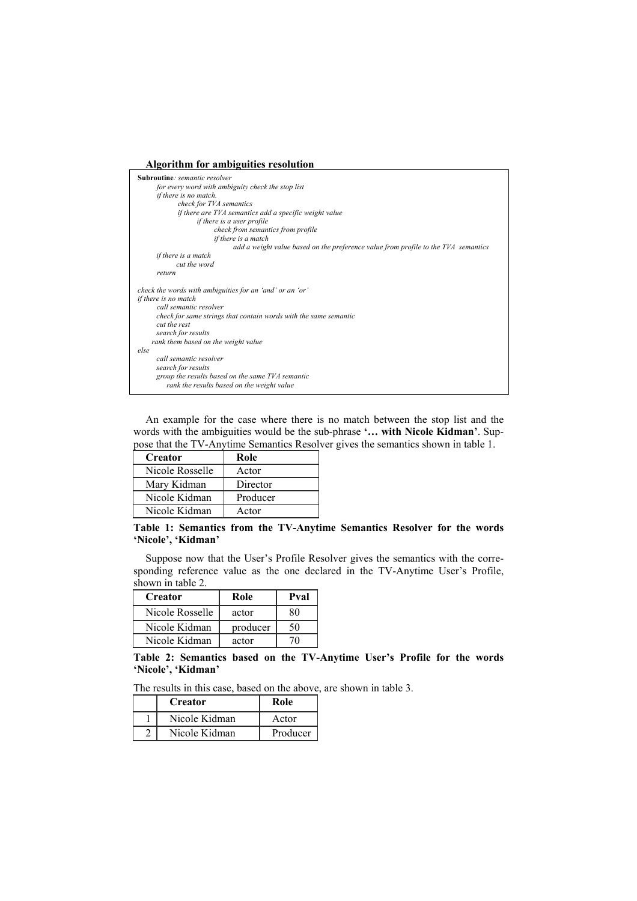**Algorithm for ambiguities resolution**

```
Subroutine: semantic resolver
    for every word with ambiguity check the stop list
    if there is no match.
        check for TVA semantics
        if there are TVA semantics add a specific weight value
            if there is a user profile
                check from semantics from profile
                if there is a match
                    add a weight value based on the preference value from profile to the TVA  semantics
    if there is a match
        cut the word
    return

check the words with ambiguities for an 'and' or an 'or'
if there is no match
    call semantic resolver
    check for same strings that contain words with the same semantic
    cut the rest
    search for results
    rank them based on the weight value
else
    call semantic resolver
    search for results
    group the results based on the same TVA semantic
        rank the results based on the weight value
```

An example for the case where there is no match between the stop list and the words with the ambiguities would be the sub-phrase **'… with Nicole Kidman'**. Suppose that the TV-Anytime Semantics Resolver gives the semantics shown in table 1.

| Creator | Role |
|---|---|
| Nicole Rosselle | Actor |
| Mary Kidman | Director |
| Nicole Kidman | Producer |
| Nicole Kidman | Actor |

**Table 1: Semantics from the TV-Anytime Semantics Resolver for the words 'Nicole', 'Kidman'**

Suppose now that the User's Profile Resolver gives the semantics with the corresponding reference value as the one declared in the TV-Anytime User's Profile, shown in table 2.

| Creator | Role | Pval |
|---|---|---|
| Nicole Rosselle | actor | 80 |
| Nicole Kidman | producer | 50 |
| Nicole Kidman | actor | 70 |

**Table 2: Semantics based on the TV-Anytime User's Profile for the words 'Nicole', 'Kidman'**

The results in this case, based on the above, are shown in table 3.

| | Creator | Role |
|---|---|---|
| 1 | Nicole Kidman | Actor |
| 2 | Nicole Kidman | Producer |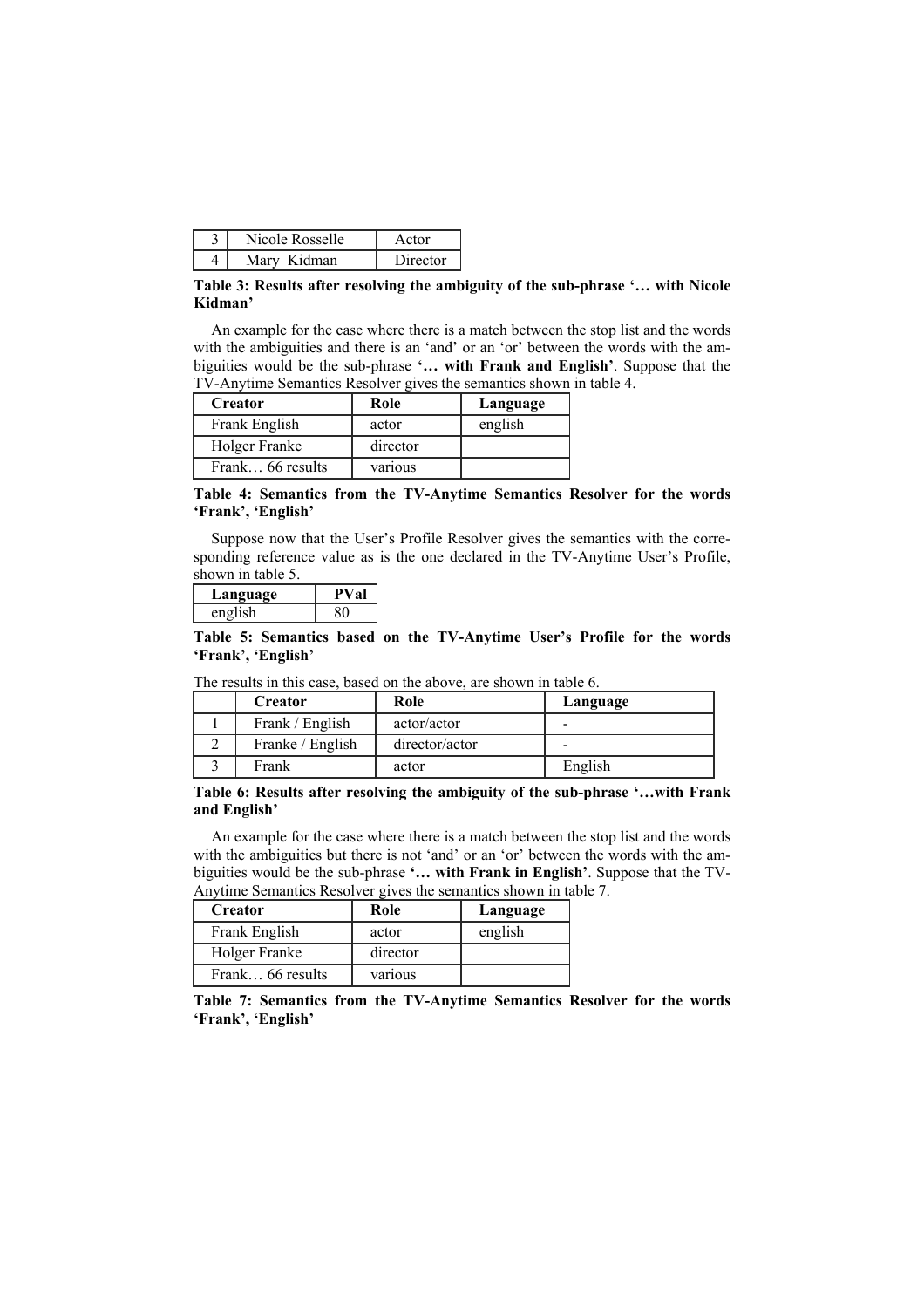| 3 | Nicole Rosselle | Actor |
|---|---|---|
| 4 | Mary Kidman | Director |

**Table 3: Results after resolving the ambiguity of the sub-phrase '… with Nicole Kidman'**

An example for the case where there is a match between the stop list and the words with the ambiguities and there is an 'and' or an 'or' between the words with the ambiguities would be the sub-phrase **'… with Frank and English'**. Suppose that the TV-Anytime Semantics Resolver gives the semantics shown in table 4.

| Creator | Role | Language |
|---|---|---|
| Frank English | actor | english |
| Holger Franke | director | |
| Frank… 66 results | various | |

**Table 4: Semantics from the TV-Anytime Semantics Resolver for the words 'Frank', 'English'**

Suppose now that the User's Profile Resolver gives the semantics with the corresponding reference value as is the one declared in the TV-Anytime User's Profile, shown in table 5.

| Language | PVal |
|---|---|
| english | 80 |

**Table 5: Semantics based on the TV-Anytime User's Profile for the words 'Frank', 'English'**

The results in this case, based on the above, are shown in table 6.

| | Creator | Role | Language |
|---|---|---|---|
| 1 | Frank / English | actor/actor | - |
| 2 | Franke / English | director/actor | - |
| 3 | Frank | actor | English |

**Table 6: Results after resolving the ambiguity of the sub-phrase '…with Frank and English'**

An example for the case where there is a match between the stop list and the words with the ambiguities but there is not 'and' or an 'or' between the words with the ambiguities would be the sub-phrase **'… with Frank in English'**. Suppose that the TV-Anytime Semantics Resolver gives the semantics shown in table 7.

| Creator | Role | Language |
|---|---|---|
| Frank English | actor | english |
| Holger Franke | director | |
| Frank… 66 results | various | |

**Table 7: Semantics from the TV-Anytime Semantics Resolver for the words 'Frank', 'English'**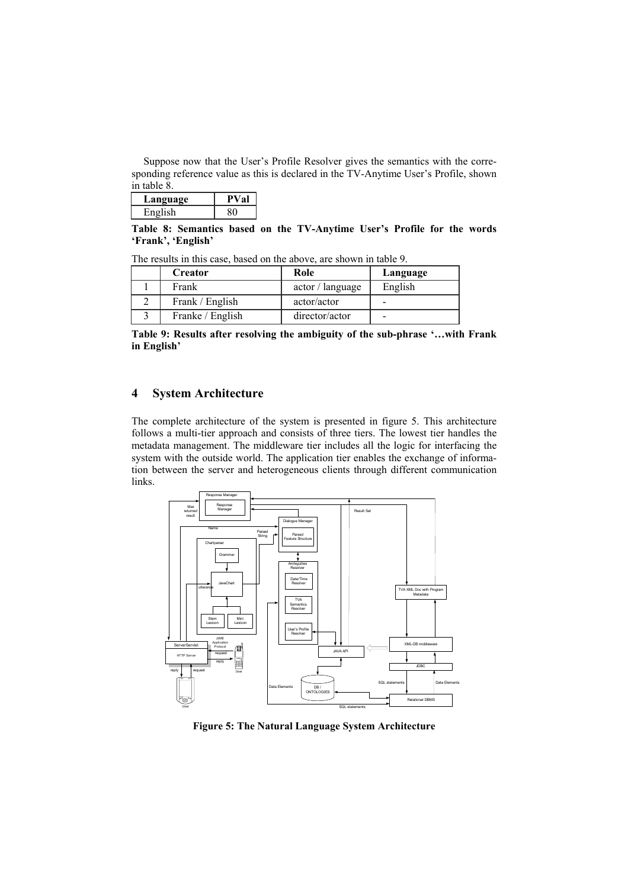Suppose now that the User's Profile Resolver gives the semantics with the corresponding reference value as this is declared in the TV-Anytime User's Profile, shown in table 8.

| Language | PVal |
|---|---|
| English | 80 |

**Table 8: Semantics based on the TV-Anytime User's Profile for the words 'Frank', 'English'**

The results in this case, based on the above, are shown in table 9.

| | Creator | Role | Language |
|---|---|---|---|
| 1 | Frank | actor / language | English |
| 2 | Frank / English | actor/actor | - |
| 3 | Franke / English | director/actor | - |

**Table 9: Results after resolving the ambiguity of the sub-phrase '…with Frank in English'**

## 4 System Architecture

The complete architecture of the system is presented in figure 5. This architecture follows a multi-tier approach and consists of three tiers. The lowest tier handles the metadata management. The middleware tier includes all the logic for interfacing the system with the outside world. The application tier enables the exchange of information between the server and heterogeneous clients through different communication links.

**Figure 5: The Natural Language System Architecture**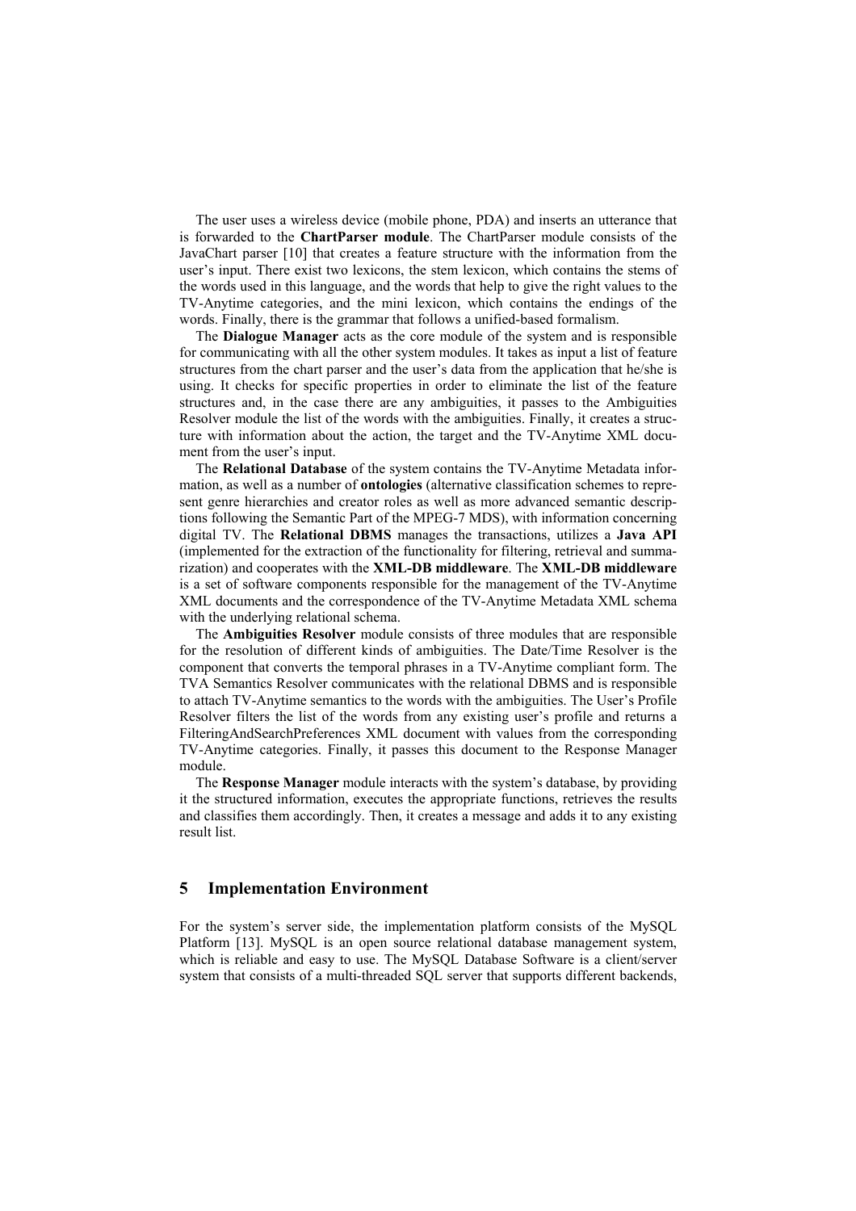The user uses a wireless device (mobile phone, PDA) and inserts an utterance that is forwarded to the **ChartParser module**. The ChartParser module consists of the JavaChart parser [10] that creates a feature structure with the information from the user's input. There exist two lexicons, the stem lexicon, which contains the stems of the words used in this language, and the words that help to give the right values to the TV-Anytime categories, and the mini lexicon, which contains the endings of the words. Finally, there is the grammar that follows a unified-based formalism.

The **Dialogue Manager** acts as the core module of the system and is responsible for communicating with all the other system modules. It takes as input a list of feature structures from the chart parser and the user's data from the application that he/she is using. It checks for specific properties in order to eliminate the list of the feature structures and, in the case there are any ambiguities, it passes to the Ambiguities Resolver module the list of the words with the ambiguities. Finally, it creates a structure with information about the action, the target and the TV-Anytime XML document from the user's input.

The **Relational Database** of the system contains the TV-Anytime Metadata information, as well as a number of **ontologies** (alternative classification schemes to represent genre hierarchies and creator roles as well as more advanced semantic descriptions following the Semantic Part of the MPEG-7 MDS), with information concerning digital TV. The **Relational DBMS** manages the transactions, utilizes a **Java API** (implemented for the extraction of the functionality for filtering, retrieval and summarization) and cooperates with the **XML-DB middleware**. The **XML-DB middleware** is a set of software components responsible for the management of the TV-Anytime XML documents and the correspondence of the TV-Anytime Metadata XML schema with the underlying relational schema.

The **Ambiguities Resolver** module consists of three modules that are responsible for the resolution of different kinds of ambiguities. The Date/Time Resolver is the component that converts the temporal phrases in a TV-Anytime compliant form. The TVA Semantics Resolver communicates with the relational DBMS and is responsible to attach TV-Anytime semantics to the words with the ambiguities. The User's Profile Resolver filters the list of the words from any existing user's profile and returns a FilteringAndSearchPreferences XML document with values from the corresponding TV-Anytime categories. Finally, it passes this document to the Response Manager module.

The **Response Manager** module interacts with the system's database, by providing it the structured information, executes the appropriate functions, retrieves the results and classifies them accordingly. Then, it creates a message and adds it to any existing result list.

## 5 Implementation Environment

For the system's server side, the implementation platform consists of the MySQL Platform [13]. MySQL is an open source relational database management system, which is reliable and easy to use. The MySQL Database Software is a client/server system that consists of a multi-threaded SQL server that supports different backends,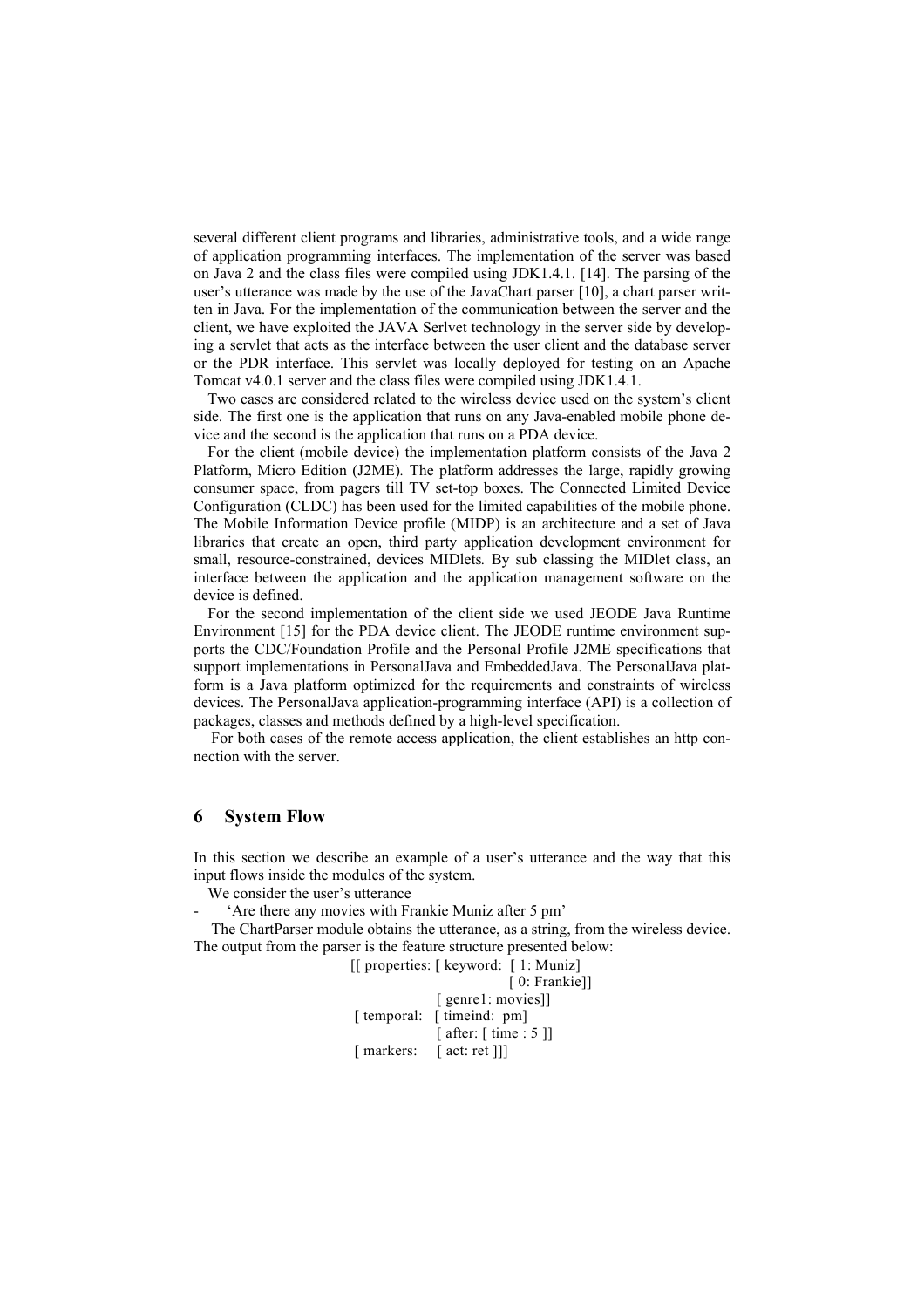several different client programs and libraries, administrative tools, and a wide range of application programming interfaces. The implementation of the server was based on Java 2 and the class files were compiled using JDK1.4.1. [14]. The parsing of the user's utterance was made by the use of the JavaChart parser [10], a chart parser written in Java. For the implementation of the communication between the server and the client, we have exploited the JAVA Serlvet technology in the server side by developing a servlet that acts as the interface between the user client and the database server or the PDR interface. This servlet was locally deployed for testing on an Apache Tomcat v4.0.1 server and the class files were compiled using JDK1.4.1.

Two cases are considered related to the wireless device used on the system's client side. The first one is the application that runs on any Java-enabled mobile phone device and the second is the application that runs on a PDA device.

For the client (mobile device) the implementation platform consists of the Java 2 Platform, Micro Edition (J2ME). The platform addresses the large, rapidly growing consumer space, from pagers till TV set-top boxes. The Connected Limited Device Configuration (CLDC) has been used for the limited capabilities of the mobile phone. The Mobile Information Device profile (MIDP) is an architecture and a set of Java libraries that create an open, third party application development environment for small, resource-constrained, devices MIDlets*.* By sub classing the MIDlet class, an interface between the application and the application management software on the device is defined.

For the second implementation of the client side we used JEODE Java Runtime Environment [15] for the PDA device client. The JEODE runtime environment supports the CDC/Foundation Profile and the Personal Profile J2ME specifications that support implementations in PersonalJava and EmbeddedJava. The PersonalJava platform is a Java platform optimized for the requirements and constraints of wireless devices. The PersonalJava application-programming interface (API) is a collection of packages, classes and methods defined by a high-level specification.

For both cases of the remote access application, the client establishes an http connection with the server.

## 6 System Flow

In this section we describe an example of a user's utterance and the way that this input flows inside the modules of the system.

We consider the user's utterance

- 'Are there any movies with Frankie Muniz after 5 pm'

The ChartParser module obtains the utterance, as a string, from the wireless device. The output from the parser is the feature structure presented below:

```
[[ properties: [ keyword:  [ 1: Muniz]
                           [ 0: Frankie]]
               [ genre1: movies]]
 [ temporal:   [ timeind:  pm]
               [ after: [ time : 5 ]]
 [ markers:    [ act: ret ]]]
```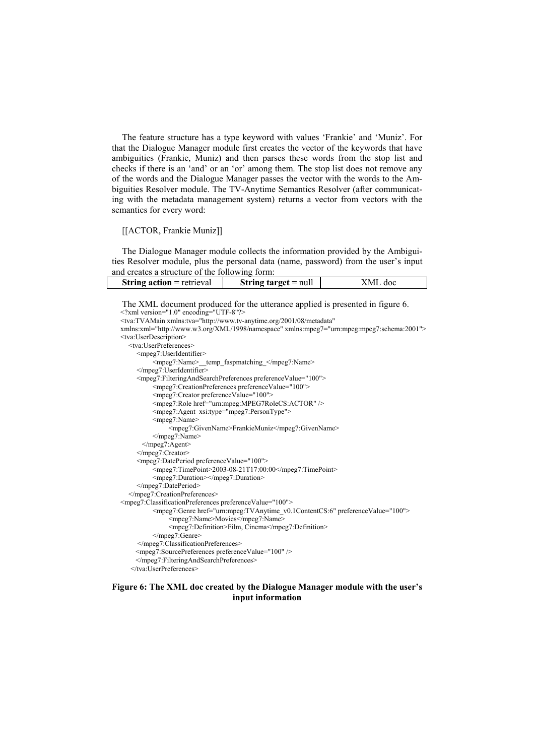The feature structure has a type keyword with values 'Frankie' and 'Muniz'. For that the Dialogue Manager module first creates the vector of the keywords that have ambiguities (Frankie, Muniz) and then parses these words from the stop list and checks if there is an 'and' or an 'or' among them. The stop list does not remove any of the words and the Dialogue Manager passes the vector with the words to the Ambiguities Resolver module. The TV-Anytime Semantics Resolver (after communicating with the metadata management system) returns a vector from vectors with the semantics for every word:

[[ACTOR, Frankie Muniz]]

The Dialogue Manager module collects the information provided by the Ambiguities Resolver module, plus the personal data (name, password) from the user's input and creates a structure of the following form:

| **String action** = retrieval | **String target** = null | XML doc |
|---|---|---|

The XML document produced for the utterance applied is presented in figure 6.

```
<?xml version="1.0" encoding="UTF-8"?>
<tva:TVAMain xmlns:tva="http://www.tv-anytime.org/2001/08/metadata"
xmlns:xml="http://www.w3.org/XML/1998/namespace" xmlns:mpeg7="urn:mpeg:mpeg7:schema:2001">
<tva:UserDescription>
   <tva:UserPreferences>
      <mpeg7:UserIdentifier>
            <mpeg7:Name>__temp_faspmatching_</mpeg7:Name>
      </mpeg7:UserIdentifier>
      <mpeg7:FilteringAndSearchPreferences preferenceValue="100">
            <mpeg7:CreationPreferences preferenceValue="100">
            <mpeg7:Creator preferenceValue="100">
            <mpeg7:Role href="urn:mpeg:MPEG7RoleCS:ACTOR" />
            <mpeg7:Agent  xsi:type="mpeg7:PersonType">
            <mpeg7:Name>
                  <mpeg7:GivenName>FrankieMuniz</mpeg7:GivenName>
            </mpeg7:Name>
         </mpeg7:Agent>
      </mpeg7:Creator>
      <mpeg7:DatePeriod preferenceValue="100">
            <mpeg7:TimePoint>2003-08-21T17:00:00</mpeg7:TimePoint>
            <mpeg7:Duration></mpeg7:Duration>
      </mpeg7:DatePeriod>
   </mpeg7:CreationPreferences>
<mpeg7:ClassificationPreferences preferenceValue="100">
            <mpeg7:Genre href="urn:mpeg:TVAnytime_v0.1ContentCS:6" preferenceValue="100">
                  <mpeg7:Name>Movies</mpeg7:Name>
                  <mpeg7:Definition>Film, Cinema</mpeg7:Definition>
            </mpeg7:Genre>
      </mpeg7:ClassificationPreferences>
      <mpeg7:SourcePreferences preferenceValue="100" />
      </mpeg7:FilteringAndSearchPreferences>
   </tva:UserPreferences>
```

**Figure 6: The XML doc created by the Dialogue Manager module with the user's input information**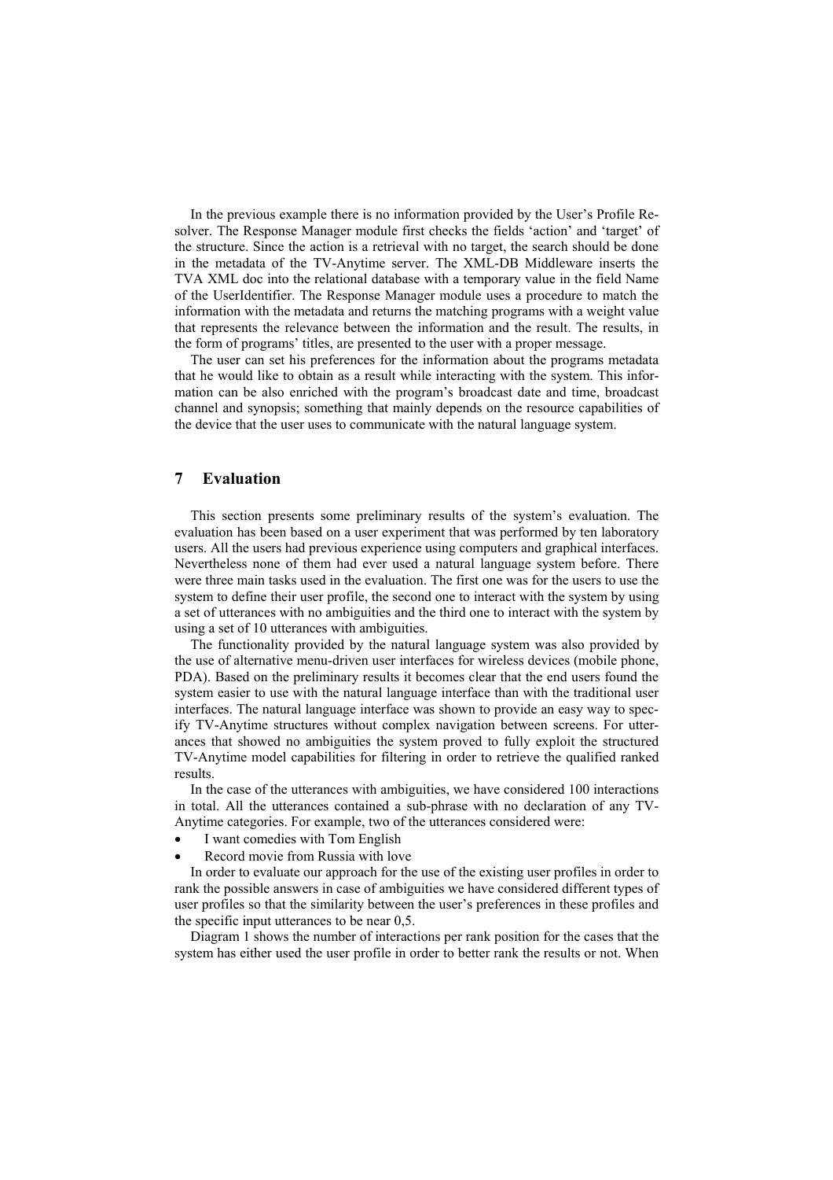In the previous example there is no information provided by the User's Profile Resolver. The Response Manager module first checks the fields 'action' and 'target' of the structure. Since the action is a retrieval with no target, the search should be done in the metadata of the TV-Anytime server. The XML-DB Middleware inserts the TVA XML doc into the relational database with a temporary value in the field Name of the UserIdentifier. The Response Manager module uses a procedure to match the information with the metadata and returns the matching programs with a weight value that represents the relevance between the information and the result. The results, in the form of programs' titles, are presented to the user with a proper message.

The user can set his preferences for the information about the programs metadata that he would like to obtain as a result while interacting with the system. This information can be also enriched with the program's broadcast date and time, broadcast channel and synopsis; something that mainly depends on the resource capabilities of the device that the user uses to communicate with the natural language system.

## 7 Evaluation

This section presents some preliminary results of the system's evaluation. The evaluation has been based on a user experiment that was performed by ten laboratory users. All the users had previous experience using computers and graphical interfaces. Nevertheless none of them had ever used a natural language system before. There were three main tasks used in the evaluation. The first one was for the users to use the system to define their user profile, the second one to interact with the system by using a set of utterances with no ambiguities and the third one to interact with the system by using a set of 10 utterances with ambiguities.

The functionality provided by the natural language system was also provided by the use of alternative menu-driven user interfaces for wireless devices (mobile phone, PDA). Based on the preliminary results it becomes clear that the end users found the system easier to use with the natural language interface than with the traditional user interfaces. The natural language interface was shown to provide an easy way to specify TV-Anytime structures without complex navigation between screens. For utterances that showed no ambiguities the system proved to fully exploit the structured TV-Anytime model capabilities for filtering in order to retrieve the qualified ranked results.

In the case of the utterances with ambiguities, we have considered 100 interactions in total. All the utterances contained a sub-phrase with no declaration of any TV-Anytime categories. For example, two of the utterances considered were:

- I want comedies with Tom English
- Record movie from Russia with love

In order to evaluate our approach for the use of the existing user profiles in order to rank the possible answers in case of ambiguities we have considered different types of user profiles so that the similarity between the user's preferences in these profiles and the specific input utterances to be near 0,5.

Diagram 1 shows the number of interactions per rank position for the cases that the system has either used the user profile in order to better rank the results or not. When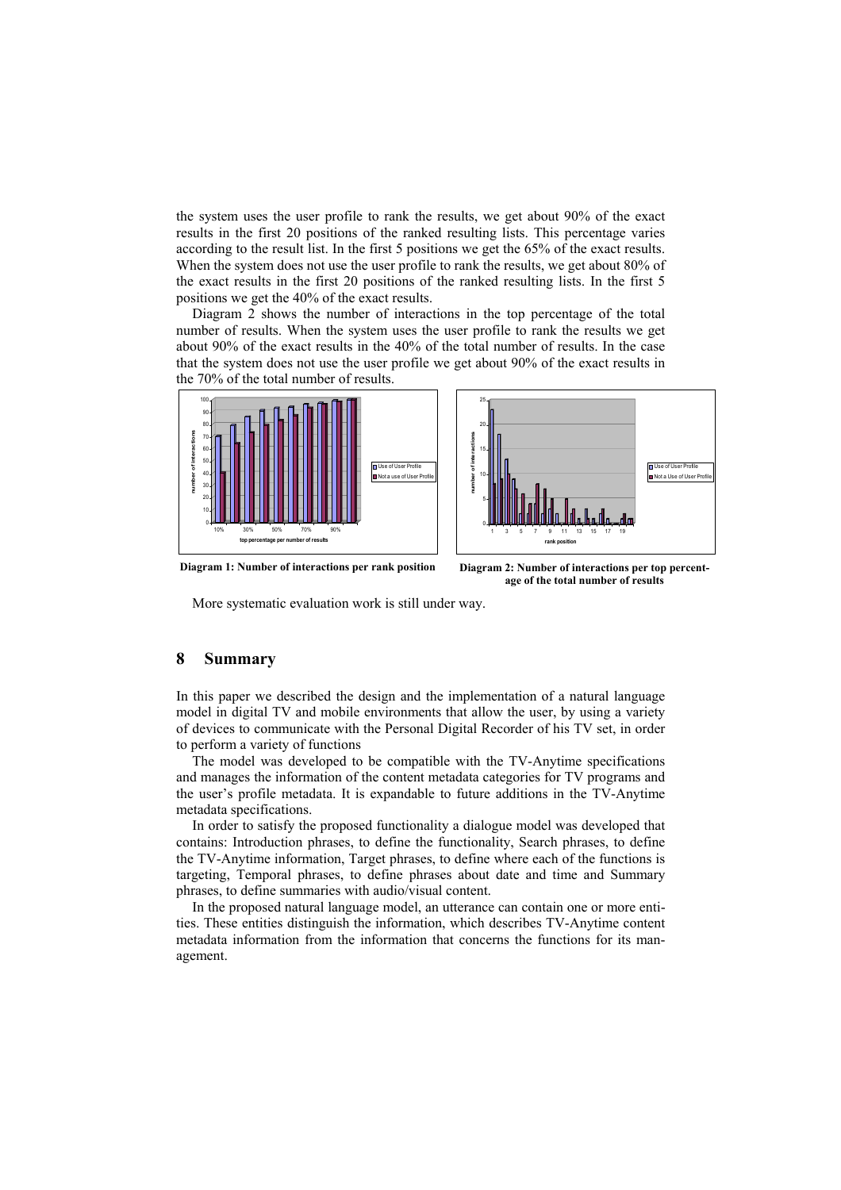the system uses the user profile to rank the results, we get about 90% of the exact results in the first 20 positions of the ranked resulting lists. This percentage varies according to the result list. In the first 5 positions we get the 65% of the exact results. When the system does not use the user profile to rank the results, we get about 80% of the exact results in the first 20 positions of the ranked resulting lists. In the first 5 positions we get the 40% of the exact results.

Diagram 2 shows the number of interactions in the top percentage of the total number of results. When the system uses the user profile to rank the results we get about 90% of the exact results in the 40% of the total number of results. In the case that the system does not use the user profile we get about 90% of the exact results in the 70% of the total number of results.

**Diagram 1: Number of interactions per rank position**

**Diagram 2: Number of interactions per top percentage of the total number of results**

More systematic evaluation work is still under way.

## 8 Summary

In this paper we described the design and the implementation of a natural language model in digital TV and mobile environments that allow the user, by using a variety of devices to communicate with the Personal Digital Recorder of his TV set, in order to perform a variety of functions

The model was developed to be compatible with the TV-Anytime specifications and manages the information of the content metadata categories for TV programs and the user's profile metadata. It is expandable to future additions in the TV-Anytime metadata specifications.

In order to satisfy the proposed functionality a dialogue model was developed that contains: Introduction phrases, to define the functionality, Search phrases, to define the TV-Anytime information, Target phrases, to define where each of the functions is targeting, Temporal phrases, to define phrases about date and time and Summary phrases, to define summaries with audio/visual content.

In the proposed natural language model, an utterance can contain one or more entities. These entities distinguish the information, which describes TV-Anytime content metadata information from the information that concerns the functions for its management.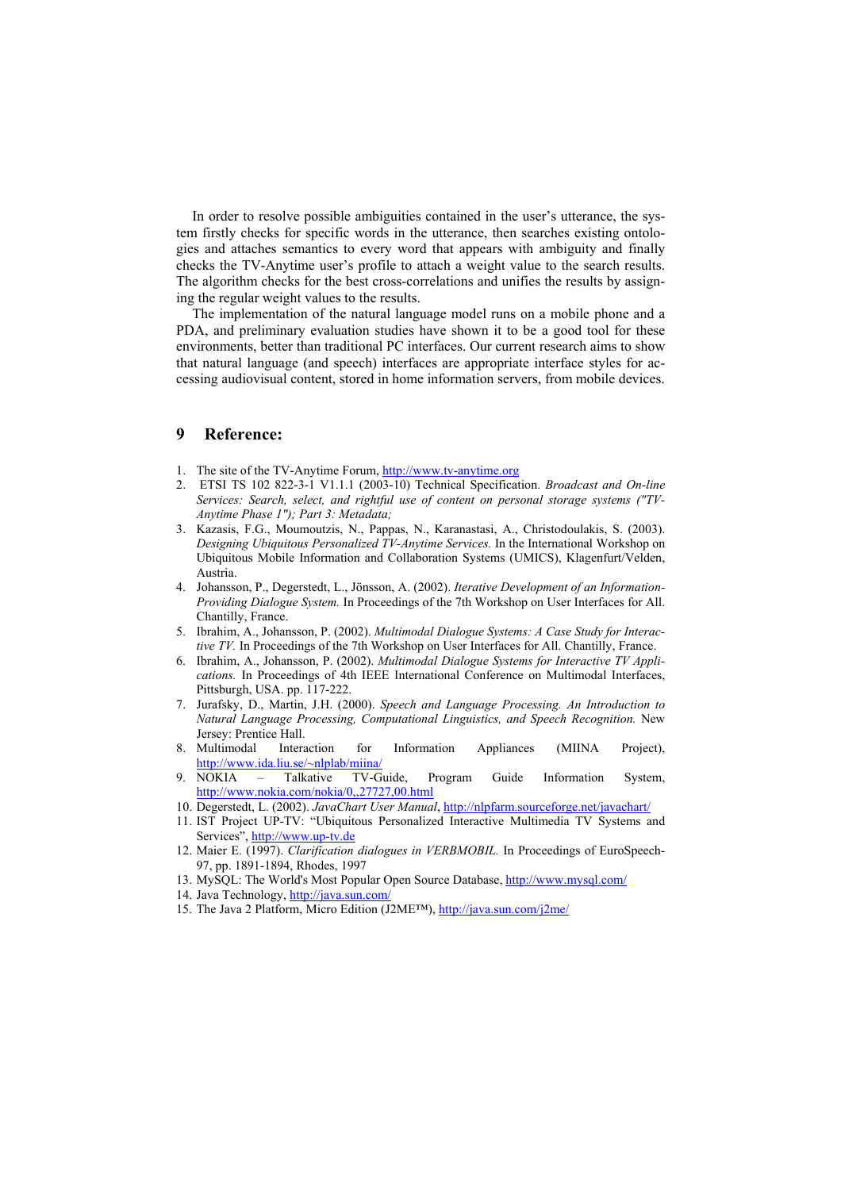In order to resolve possible ambiguities contained in the user's utterance, the system firstly checks for specific words in the utterance, then searches existing ontologies and attaches semantics to every word that appears with ambiguity and finally checks the TV-Anytime user's profile to attach a weight value to the search results. The algorithm checks for the best cross-correlations and unifies the results by assigning the regular weight values to the results.

The implementation of the natural language model runs on a mobile phone and a PDA, and preliminary evaluation studies have shown it to be a good tool for these environments, better than traditional PC interfaces. Our current research aims to show that natural language (and speech) interfaces are appropriate interface styles for accessing audiovisual content, stored in home information servers, from mobile devices.

## 9 Reference:

1. The site of the TV-Anytime Forum, http://www.tv-anytime.org
2. ETSI TS 102 822-3-1 V1.1.1 (2003-10) Technical Specification. *Broadcast and On-line Services: Search, select, and rightful use of content on personal storage systems ("TV-Anytime Phase 1"); Part 3: Metadata;*
3. Kazasis, F.G., Moumoutzis, N., Pappas, N., Karanastasi, A., Christodoulakis, S. (2003). *Designing Ubiquitous Personalized TV-Anytime Services.* In the International Workshop on Ubiquitous Mobile Information and Collaboration Systems (UMICS), Klagenfurt/Velden, Austria.
4. Johansson, P., Degerstedt, L., Jönsson, A. (2002). *Iterative Development of an Information-Providing Dialogue System.* In Proceedings of the 7th Workshop on User Interfaces for All. Chantilly, France.
5. Ibrahim, A., Johansson, P. (2002). *Multimodal Dialogue Systems: A Case Study for Interactive TV.* In Proceedings of the 7th Workshop on User Interfaces for All. Chantilly, France.
6. Ibrahim, A., Johansson, P. (2002). *Multimodal Dialogue Systems for Interactive TV Applications.* In Proceedings of 4th IEEE International Conference on Multimodal Interfaces, Pittsburgh, USA. pp. 117-222.
7. Jurafsky, D., Martin, J.H. (2000). *Speech and Language Processing. An Introduction to Natural Language Processing, Computational Linguistics, and Speech Recognition.* New Jersey: Prentice Hall.
8. Multimodal Interaction for Information Appliances (MIINA Project), http://www.ida.liu.se/~nlplab/miina/
9. NOKIA – Talkative TV-Guide, Program Guide Information System, http://www.nokia.com/nokia/0,,27727,00.html
10. Degerstedt, L. (2002). *JavaChart User Manual*, http://nlpfarm.sourceforge.net/javachart/
11. IST Project UP-TV: "Ubiquitous Personalized Interactive Multimedia TV Systems and Services", http://www.up-tv.de
12. Maier E. (1997). *Clarification dialogues in VERBMOBIL.* In Proceedings of EuroSpeech-97, pp. 1891-1894, Rhodes, 1997
13. MySQL: The World's Most Popular Open Source Database, http://www.mysql.com/
14. Java Technology, http://java.sun.com/
15. The Java 2 Platform, Micro Edition (J2ME™), http://java.sun.com/j2me/